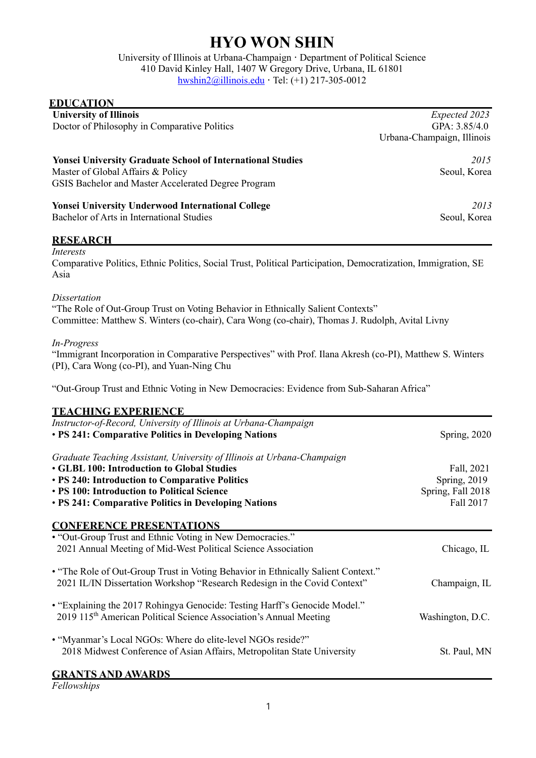# HYO WON SHIN

University of Illinois at Urbana-Champaign · Department of Political Science
410 David Kinley Hall, 1407 W Gregory Drive, Urbana, IL 61801
hwshin2@illinois.edu · Tel: (+1) 217-305-0012

## EDUCATION

**University of Illinois** — *Expected 2023*
Doctor of Philosophy in Comparative Politics — GPA: 3.85/4.0
Urbana-Champaign, Illinois

**Yonsei University Graduate School of International Studies** — *2015*
Master of Global Affairs & Policy — Seoul, Korea
GSIS Bachelor and Master Accelerated Degree Program

**Yonsei University Underwood International College** — *2013*
Bachelor of Arts in International Studies — Seoul, Korea

## RESEARCH

*Interests*
Comparative Politics, Ethnic Politics, Social Trust, Political Participation, Democratization, Immigration, SE Asia

*Dissertation*
"The Role of Out-Group Trust on Voting Behavior in Ethnically Salient Contexts"
Committee: Matthew S. Winters (co-chair), Cara Wong (co-chair), Thomas J. Rudolph, Avital Livny

*In-Progress*
"Immigrant Incorporation in Comparative Perspectives" with Prof. Ilana Akresh (co-PI), Matthew S. Winters (PI), Cara Wong (co-PI), and Yuan-Ning Chu

"Out-Group Trust and Ethnic Voting in New Democracies: Evidence from Sub-Saharan Africa"

## TEACHING EXPERIENCE

*Instructor-of-Record, University of Illinois at Urbana-Champaign*
- **PS 241: Comparative Politics in Developing Nations** — Spring, 2020

*Graduate Teaching Assistant, University of Illinois at Urbana-Champaign*
- **GLBL 100: Introduction to Global Studies** — Fall, 2021
- **PS 240: Introduction to Comparative Politics** — Spring, 2019
- **PS 100: Introduction to Political Science** — Spring, Fall 2018
- **PS 241: Comparative Politics in Developing Nations** — Fall 2017

## CONFERENCE PRESENTATIONS

- "Out-Group Trust and Ethnic Voting in New Democracies."
  2021 Annual Meeting of Mid-West Political Science Association — Chicago, IL
- "The Role of Out-Group Trust in Voting Behavior in Ethnically Salient Context."
  2021 IL/IN Dissertation Workshop "Research Redesign in the Covid Context" — Champaign, IL
- "Explaining the 2017 Rohingya Genocide: Testing Harff's Genocide Model."
  2019 115th American Political Science Association's Annual Meeting — Washington, D.C.
- "Myanmar's Local NGOs: Where do elite-level NGOs reside?"
  2018 Midwest Conference of Asian Affairs, Metropolitan State University — St. Paul, MN

## GRANTS AND AWARDS

*Fellowships*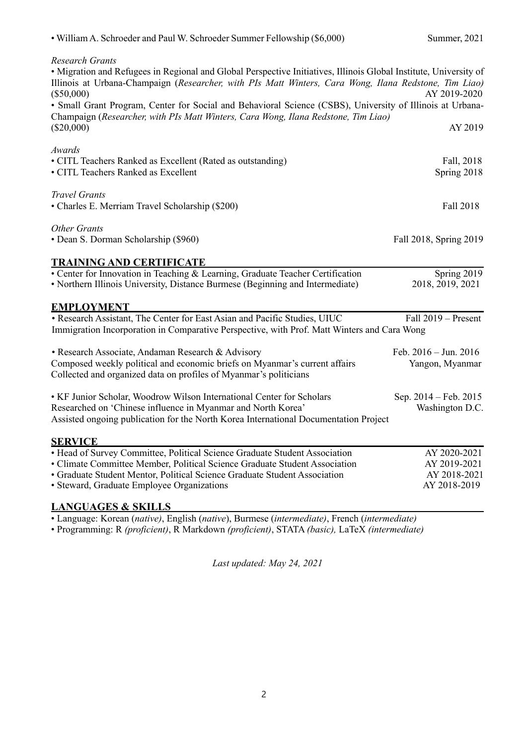• William A. Schroeder and Paul W. Schroeder Summer Fellowship ($6,000) Summer, 2021

*Research Grants*

• Migration and Refugees in Regional and Global Perspective Initiatives, Illinois Global Institute, University of Illinois at Urbana-Champaign (*Researcher, with PIs Matt Winters, Cara Wong, Ilana Redstone, Tim Liao*) ($50,000) AY 2019-2020

• Small Grant Program, Center for Social and Behavioral Science (CSBS), University of Illinois at Urbana-Champaign (*Researcher, with PIs Matt Winters, Cara Wong, Ilana Redstone, Tim Liao*) ($20,000) AY 2019

*Awards*

• CITL Teachers Ranked as Excellent (Rated as outstanding) Fall, 2018
• CITL Teachers Ranked as Excellent Spring 2018

*Travel Grants*

• Charles E. Merriam Travel Scholarship ($200) Fall 2018

*Other Grants*

• Dean S. Dorman Scholarship ($960) Fall 2018, Spring 2019

## TRAINING AND CERTIFICATE

• Center for Innovation in Teaching & Learning, Graduate Teacher Certification Spring 2019
• Northern Illinois University, Distance Burmese (Beginning and Intermediate) 2018, 2019, 2021

## EMPLOYMENT

• Research Assistant, The Center for East Asian and Pacific Studies, UIUC Fall 2019 – Present
Immigration Incorporation in Comparative Perspective, with Prof. Matt Winters and Cara Wong

• Research Associate, Andaman Research & Advisory Feb. 2016 – Jun. 2016
Composed weekly political and economic briefs on Myanmar's current affairs Yangon, Myanmar
Collected and organized data on profiles of Myanmar's politicians

• KF Junior Scholar, Woodrow Wilson International Center for Scholars Sep. 2014 – Feb. 2015
Researched on 'Chinese influence in Myanmar and North Korea' Washington D.C.
Assisted ongoing publication for the North Korea International Documentation Project

## SERVICE

• Head of Survey Committee, Political Science Graduate Student Association AY 2020-2021
• Climate Committee Member, Political Science Graduate Student Association AY 2019-2021
• Graduate Student Mentor, Political Science Graduate Student Association AY 2018-2021
• Steward, Graduate Employee Organizations AY 2018-2019

## LANGUAGES & SKILLS

• Language: Korean (*native*), English (*native*), Burmese (*intermediate)*, French (*intermediate)*
• Programming: R *(proficient)*, R Markdown *(proficient)*, STATA *(basic),* LaTeX *(intermediate)*

*Last updated: May 24, 2021*